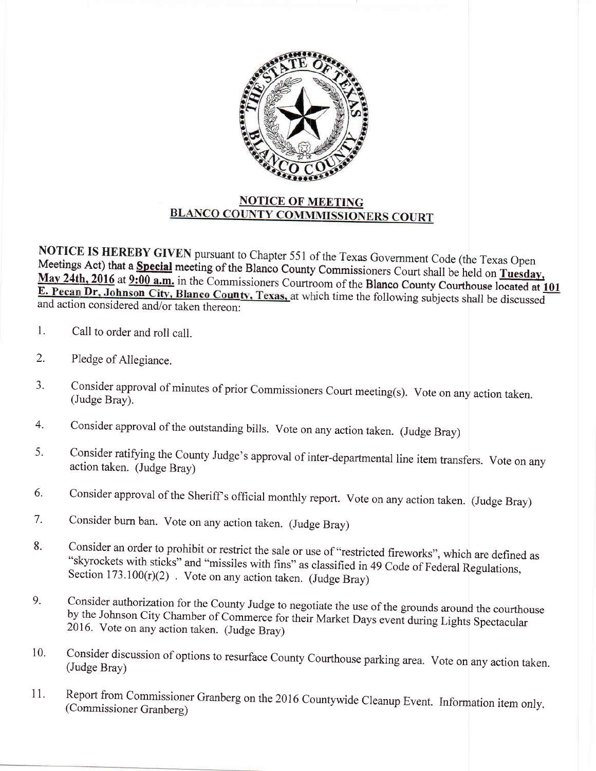## NOTICE OF MEETING
## BLANCO COUNTY COMMMISSIONERS COURT

**NOTICE IS HEREBY GIVEN** pursuant to Chapter 551 of the Texas Government Code (the Texas Open Meetings Act) that a **Special** meeting of the Blanco County Commissioners Court shall be held on **Tuesday, May 24th, 2016** at **9:00 a.m.** in the Commissioners Courtroom of the **Blanco County Courthouse located at 101 E. Pecan Dr, Johnson City, Blanco County, Texas,** at which time the following subjects shall be discussed and action considered and/or taken thereon:

1. Call to order and roll call.

2. Pledge of Allegiance.

3. Consider approval of minutes of prior Commissioners Court meeting(s). Vote on any action taken. (Judge Bray).

4. Consider approval of the outstanding bills. Vote on any action taken. (Judge Bray)

5. Consider ratifying the County Judge's approval of inter-departmental line item transfers. Vote on any action taken. (Judge Bray)

6. Consider approval of the Sheriff's official monthly report. Vote on any action taken. (Judge Bray)

7. Consider burn ban. Vote on any action taken. (Judge Bray)

8. Consider an order to prohibit or restrict the sale or use of "restricted fireworks", which are defined as "skyrockets with sticks" and "missiles with fins" as classified in 49 Code of Federal Regulations, Section 173.100(r)(2) . Vote on any action taken. (Judge Bray)

9. Consider authorization for the County Judge to negotiate the use of the grounds around the courthouse by the Johnson City Chamber of Commerce for their Market Days event during Lights Spectacular 2016. Vote on any action taken. (Judge Bray)

10. Consider discussion of options to resurface County Courthouse parking area. Vote on any action taken. (Judge Bray)

11. Report from Commissioner Granberg on the 2016 Countywide Cleanup Event. Information item only. (Commissioner Granberg)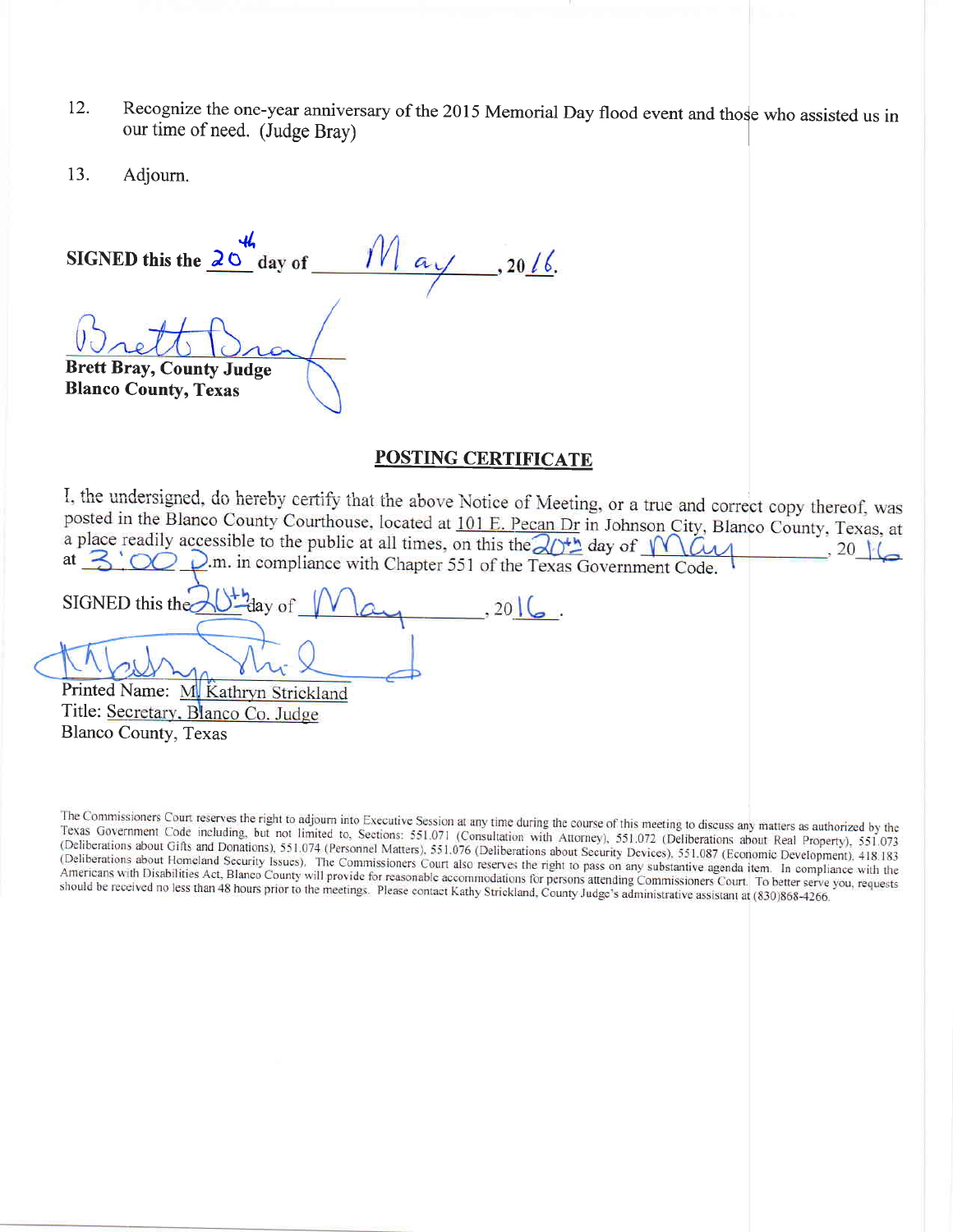12. Recognize the one-year anniversary of the 2015 Memorial Day flood event and those who assisted us in our time of need. (Judge Bray)

13. Adjourn.

**SIGNED this the 20th day of May, 2016.**

**Brett Bray, County Judge**
**Blanco County, Texas**

## POSTING CERTIFICATE

I, the undersigned, do hereby certify that the above Notice of Meeting, or a true and correct copy thereof, was posted in the Blanco County Courthouse, located at 101 E. Pecan Dr in Johnson City, Blanco County, Texas, at a place readily accessible to the public at all times, on this the 20th day of May, 2016 at 3:00 p.m. in compliance with Chapter 551 of the Texas Government Code.

SIGNED this the 20th day of May, 2016.

Printed Name: M. Kathryn Strickland
Title: Secretary, Blanco Co. Judge
Blanco County, Texas

The Commissioners Court reserves the right to adjourn into Executive Session at any time during the course of this meeting to discuss any matters as authorized by the Texas Government Code including, but not limited to, Sections: 551.071 (Consultation with Attorney), 551.072 (Deliberations about Real Property), 551.073 (Deliberations about Gifts and Donations), 551.074 (Personnel Matters), 551.076 (Deliberations about Security Devices), 551.087 (Economic Development), 418.183 (Deliberations about Homeland Security Issues). The Commissioners Court also reserves the right to pass on any substantive agenda item. In compliance with the Americans with Disabilities Act, Blanco County will provide for reasonable accommodations for persons attending Commissioners Court. To better serve you, requests should be received no less than 48 hours prior to the meetings. Please contact Kathy Strickland, County Judge's administrative assistant at (830)868-4266.